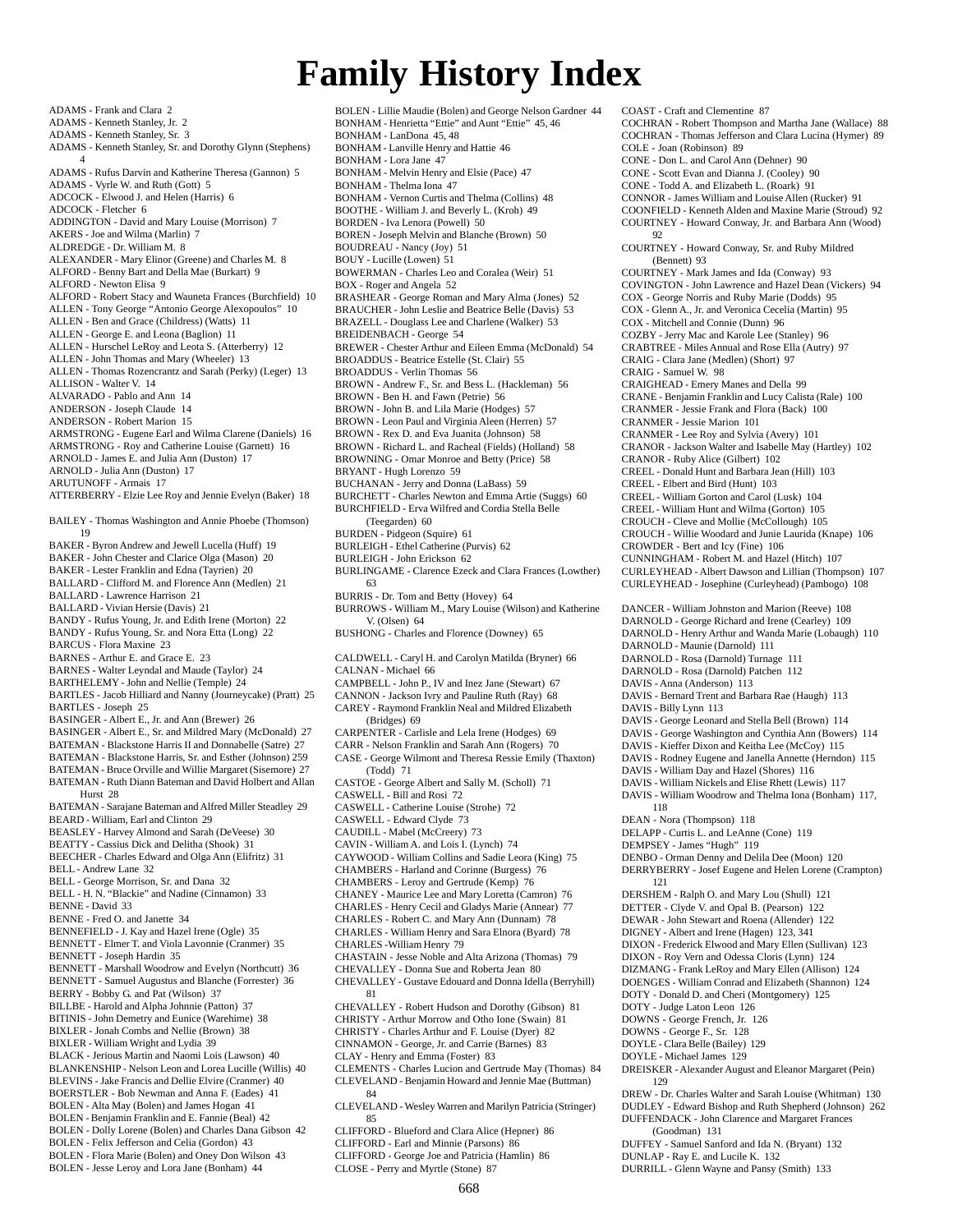# Family History Index

ADAMS - Frank and Clara 2
ADAMS - Kenneth Stanley, Jr. 2
ADAMS - Kenneth Stanley, Sr. 3
ADAMS - Kenneth Stanley, Sr. and Dorothy Glynn (Stephens) 4
ADAMS - Rufus Darvin and Katherine Theresa (Gannon) 5
ADAMS - Vyrle W. and Ruth (Gott) 5
ADCOCK - Elwood J. and Helen (Harris) 6
ADCOCK - Fletcher 6
ADDINGTON - David and Mary Louise (Morrison) 7
AKERS - Joe and Wilma (Marlin) 7
ALDREDGE - Dr. William M. 8
ALEXANDER - Mary Elinor (Greene) and Charles M. 8
ALFORD - Benny Bart and Della Mae (Burkart) 9
ALFORD - Newton Elisa 9
ALFORD - Robert Stacy and Wauneta Frances (Burchfield) 10
ALLEN - Tony George "Antonio George Alexopoulos" 10
ALLEN - Ben and Grace (Childress) (Watts) 11
ALLEN - George E. and Leona (Baglion) 11
ALLEN - Hurschel LeRoy and Leota S. (Atterberry) 12
ALLEN - John Thomas and Mary (Wheeler) 13
ALLEN - Thomas Rozencrantz and Sarah (Perky) (Leger) 13
ALLISON - Walter V. 14
ALVARADO - Pablo and Ann 14
ANDERSON - Joseph Claude 14
ANDERSON - Robert Marion 15
ARMSTRONG - Eugene Earl and Wilma Clarene (Daniels) 16
ARMSTRONG - Roy and Catherine Louise (Garnett) 16
ARNOLD - James E. and Julia Ann (Duston) 17
ARNOLD - Julia Ann (Duston) 17
ARUTUNOFF - Armais 17
ATTERBERRY - Elzie Lee Roy and Jennie Evelyn (Baker) 18

BAILEY - Thomas Washington and Annie Phoebe (Thomson) 19
BAKER - Byron Andrew and Jewell Lucella (Huff) 19
BAKER - John Chester and Clarice Olga (Mason) 20
BAKER - Lester Franklin and Edna (Tayrien) 20
BALLARD - Clifford M. and Florence Ann (Medlen) 21
BALLARD - Lawrence Harrison 21
BALLARD - Vivian Hersie (Davis) 21
BANDY - Rufus Young, Jr. and Edith Irene (Morton) 22
BANDY - Rufus Young, Sr. and Nora Etta (Long) 22
BARCUS - Flora Maxine 23
BARNES - Arthur E. and Grace E. 23
BARNES - Walter Leyndal and Maude (Taylor) 24
BARTHELEMY - John and Nellie (Temple) 24
BARTLES - Jacob Hilliard and Nanny (Journeycake) (Pratt) 25
BARTLES - Joseph 25
BASINGER - Albert E., Jr. and Ann (Brewer) 26
BASINGER - Albert E., Sr. and Mildred Mary (McDonald) 27
BATEMAN - Blackstone Harris II and Donnabelle (Satre) 27
BATEMAN - Blackstone Harris, Sr. and Esther (Johnson) 259
BATEMAN - Bruce Orville and Willie Margaret (Sisemore) 27
BATEMAN - Ruth Diann Bateman and David Holbert and Allan Hurst 28
BATEMAN - Sarajane Bateman and Alfred Miller Steadley 29
BEARD - William, Earl and Clinton 29
BEASLEY - Harvey Almond and Sarah (DeVeese) 30
BEATTY - Cassius Dick and Delitha (Shook) 31
BEECHER - Charles Edward and Olga Ann (Elifritz) 31
BELL - Andrew Lane 32
BELL - George Morrison, Sr. and Dana 32
BELL - H. N. "Blackie" and Nadine (Cinnamon) 33
BENNE - David 33
BENNE - Fred O. and Janette 34
BENNEFIELD - J. Kay and Hazel Irene (Ogle) 35
BENNETT - Elmer T. and Viola Lavonnie (Cranmer) 35
BENNETT - Joseph Hardin 35
BENNETT - Marshall Woodrow and Evelyn (Northcutt) 36
BENNETT - Samuel Augustus and Blanche (Forrester) 36
BERRY - Bobby G. and Pat (Wilson) 37
BILLBE - Harold and Alpha Johnnie (Patton) 37
BITINIS - John Demetry and Eunice (Warehime) 38
BIXLER - Jonah Combs and Nellie (Brown) 38
BIXLER - William Wright and Lydia 39
BLACK - Jerious Martin and Naomi Lois (Lawson) 40
BLANKENSHIP - Nelson Leon and Lorea Lucille (Willis) 40
BLEVINS - Jake Francis and Dellie Elvire (Cranmer) 40
BOERSTLER - Bob Newman and Anna F. (Eades) 41
BOLEN - Alta May (Bolen) and James Hogan 41
BOLEN - Benjamin Franklin and E. Fannie (Beal) 42
BOLEN - Dolly Lorene (Bolen) and Charles Dana Gibson 42
BOLEN - Felix Jefferson and Celia (Gordon) 43
BOLEN - Flora Marie (Bolen) and Oney Don Wilson 43
BOLEN - Jesse Leroy and Lora Jane (Bonham) 44
BOLEN - Lillie Maudie (Bolen) and George Nelson Gardner 44
BONHAM - Henrietta "Ettie" and Aunt "Ettie" 45, 46
BONHAM - LanDona 45, 48
BONHAM - Lanville Henry and Hattie 46
BONHAM - Lora Jane 47
BONHAM - Melvin Henry and Elsie (Pace) 47
BONHAM - Thelma Iona 47
BONHAM - Vernon Curtis and Thelma (Collins) 48
BOOTHE - William J. and Beverly L. (Kroh) 49
BORDEN - Iva Lenora (Powell) 50
BOREN - Joseph Melvin and Blanche (Brown) 50
BOUDREAU - Nancy (Joy) 51
BOUY - Lucille (Lowen) 51
BOWERMAN - Charles Leo and Coralea (Weir) 51
BOX - Roger and Angela 52
BRASHEAR - George Roman and Mary Alma (Jones) 52
BRAUCHER - John Leslie and Beatrice Belle (Davis) 53
BRAZELL - Douglass Lee and Charlene (Walker) 53
BREIDENBACH - George 54
BREWER - Chester Arthur and Eileen Emma (McDonald) 54
BROADDUS - Beatrice Estelle (St. Clair) 55
BROADDUS - Verlin Thomas 56
BROWN - Andrew F., Sr. and Bess L. (Hackleman) 56
BROWN - Ben H. and Fawn (Petrie) 56
BROWN - John B. and Lila Marie (Hodges) 57
BROWN - Leon Paul and Virginia Aleen (Herren) 57
BROWN - Rex D. and Eva Juanita (Johnson) 58
BROWN - Richard L. and Racheal (Fields) (Holland) 58
BROWNING - Omar Monroe and Betty (Price) 58
BRYANT - Hugh Lorenzo 59
BUCHANAN - Jerry and Donna (LaBass) 59
BURCHETT - Charles Newton and Emma Artie (Suggs) 60
BURCHFIELD - Erva Wilfred and Cordia Stella Belle (Teegarden) 60
BURDEN - Pidgeon (Squire) 61
BURLEIGH - Ethel Catherine (Purvis) 62
BURLEIGH - John Erickson 62
BURLINGAME - Clarence Ezeck and Clara Frances (Lowther) 63
BURRIS - Dr. Tom and Betty (Hovey) 64
BURROWS - William M., Mary Louise (Wilson) and Katherine V. (Olsen) 64
BUSHONG - Charles and Florence (Downey) 65

CALDWELL - Caryl H. and Carolyn Matilda (Bryner) 66
CALNAN - Michael 66
CAMPBELL - John P., IV and Inez Jane (Stewart) 67
CANNON - Jackson Ivry and Pauline Ruth (Ray) 68
CAREY - Raymond Franklin Neal and Mildred Elizabeth (Bridges) 69
CARPENTER - Carlisle and Lela Irene (Hodges) 69
CARR - Nelson Franklin and Sarah Ann (Rogers) 70
CASE - George Wilmont and Theresa Ressie Emily (Thaxton) (Todd) 71
CASTOE - George Albert and Sally M. (Scholl) 71
CASWELL - Bill and Rosi 72
CASWELL - Catherine Louise (Strohe) 72
CASWELL - Edward Clyde 73
CAUDILL - Mabel (McCreery) 73
CAVIN - William A. and Lois I. (Lynch) 74
CAYWOOD - William Collins and Sadie Leora (King) 75
CHAMBERS - Harland and Corinne (Burgess) 76
CHAMBERS - Leroy and Gertrude (Kemp) 76
CHANEY - Maurice Lee and Mary Loretta (Camron) 76
CHARLES - Henry Cecil and Gladys Marie (Annear) 77
CHARLES - Robert C. and Mary Ann (Dunnam) 78
CHARLES - William Henry and Sara Elnora (Byard) 78
CHARLES -William Henry 79
CHASTAIN - Jesse Noble and Alta Arizona (Thomas) 79
CHEVALLEY - Donna Sue and Roberta Jean 80
CHEVALLEY - Gustave Edouard and Donna Idella (Berryhill) 81
CHEVALLEY - Robert Hudson and Dorothy (Gibson) 81
CHRISTY - Arthur Morrow and Otho Ione (Swain) 81
CHRISTY - Charles Arthur and F. Louise (Dyer) 82
CINNAMON - George, Jr. and Carrie (Barnes) 83
CLAY - Henry and Emma (Foster) 83
CLEMENTS - Charles Lucion and Gertrude May (Thomas) 84
CLEVELAND - Benjamin Howard and Jennie Mae (Buttman) 84
CLEVELAND - Wesley Warren and Marilyn Patricia (Stringer) 85
CLIFFORD - Blueford and Clara Alice (Hepner) 86
CLIFFORD - Earl and Minnie (Parsons) 86
CLIFFORD - George Joe and Patricia (Hamlin) 86
CLOSE - Perry and Myrtle (Stone) 87
COAST - Craft and Clementine 87
COCHRAN - Robert Thompson and Martha Jane (Wallace) 88
COCHRAN - Thomas Jefferson and Clara Lucina (Hymer) 89
COLE - Joan (Robinson) 89
CONE - Don L. and Carol Ann (Dehner) 90
CONE - Scott Evan and Dianna J. (Cooley) 90
CONE - Todd A. and Elizabeth L. (Roark) 91
CONNOR - James William and Louise Allen (Rucker) 91
COONFIELD - Kenneth Alden and Maxine Marie (Stroud) 92
COURTNEY - Howard Conway, Jr. and Barbara Ann (Wood) 92
COURTNEY - Howard Conway, Sr. and Ruby Mildred (Bennett) 93
COURTNEY - Mark James and Ida (Conway) 93
COVINGTON - John Lawrence and Hazel Dean (Vickers) 94
COX - George Norris and Ruby Marie (Dodds) 95
COX - Glenn A., Jr. and Veronica Cecelia (Martin) 95
COX - Mitchell and Connie (Dunn) 96
COZBY - Jerry Mac and Karole Lee (Stanley) 96
CRABTREE - Miles Annual and Rose Ella (Autry) 97
CRAIG - Clara Jane (Medlen) (Short) 97
CRAIG - Samuel W. 98
CRAIGHEAD - Emery Manes and Della 99
CRANE - Benjamin Franklin and Lucy Calista (Rale) 100
CRANMER - Jessie Frank and Flora (Back) 100
CRANMER - Jessie Marion 101
CRANMER - Lee Roy and Sylvia (Avery) 101
CRANOR - Jackson Walter and Isabelle May (Hartley) 102
CRANOR - Ruby Alice (Gilbert) 102
CREEL - Donald Hunt and Barbara Jean (Hill) 103
CREEL - Elbert and Bird (Hunt) 103
CREEL - William Gorton and Carol (Lusk) 104
CREEL - William Hunt and Wilma (Gorton) 105
CROUCH - Cleve and Mollie (McCollough) 105
CROUCH - Willie Woodard and Junie Laurida (Knape) 106
CROWDER - Bert and Icy (Fine) 106
CUNNINGHAM - Robert M. and Hazel (Hitch) 107
CURLEYHEAD - Albert Dawson and Lillian (Thompson) 107
CURLEYHEAD - Josephine (Curleyhead) (Pambogo) 108

DANCER - William Johnston and Marion (Reeve) 108
DARNOLD - George Richard and Irene (Cearley) 109
DARNOLD - Henry Arthur and Wanda Marie (Lobaugh) 110
DARNOLD - Maunie (Darnold) 111
DARNOLD - Rosa (Darnold) Turnage 111
DARNOLD - Rosa (Darnold) Patchen 112
DAVIS - Anna (Anderson) 113
DAVIS - Bernard Trent and Barbara Rae (Haugh) 113
DAVIS - Billy Lynn 113
DAVIS - George Leonard and Stella Bell (Brown) 114
DAVIS - George Washington and Cynthia Ann (Bowers) 114
DAVIS - Kieffer Dixon and Keitha Lee (McCoy) 115
DAVIS - Rodney Eugene and Janella Annette (Herndon) 115
DAVIS - William Day and Hazel (Shores) 116
DAVIS - William Nickels and Elise Rhett (Lewis) 117
DAVIS - William Woodrow and Thelma Iona (Bonham) 117, 118
DEAN - Nora (Thompson) 118
DELAPP - Curtis L. and LeAnne (Cone) 119
DEMPSEY - James "Hugh" 119
DENBO - Orman Denny and Delila Dee (Moon) 120
DERRYBERRY - Josef Eugene and Helen Lorene (Crampton) 121
DERSHEM - Ralph O. and Mary Lou (Shull) 121
DETTER - Clyde V. and Opal B. (Pearson) 122
DEWAR - John Stewart and Roena (Allender) 122
DIGNEY - Albert and Irene (Hagen) 123, 341
DIXON - Frederick Elwood and Mary Ellen (Sullivan) 123
DIXON - Roy Vern and Odessa Cloris (Lynn) 124
DIZMANG - Frank LeRoy and Mary Ellen (Allison) 124
DOENGES - William Conrad and Elizabeth (Shannon) 124
DOTY - Donald D. and Cheri (Montgomery) 125
DOTY - Judge Laton Leon 126
DOWNS - George French, Jr. 126
DOWNS - George F., Sr. 128
DOYLE - Clara Belle (Bailey) 129
DOYLE - Michael James 129
DREISKER - Alexander August and Eleanor Margaret (Pein) 129
DREW - Dr. Charles Walter and Sarah Louise (Whitman) 130
DUDLEY - Edward Bishop and Ruth Shepherd (Johnson) 262
DUFFENDACK - John Clarence and Margaret Frances (Goodman) 131
DUFFEY - Samuel Sanford and Ida N. (Bryant) 132
DUNLAP - Ray E. and Lucile K. 132
DURRILL - Glenn Wayne and Pansy (Smith) 133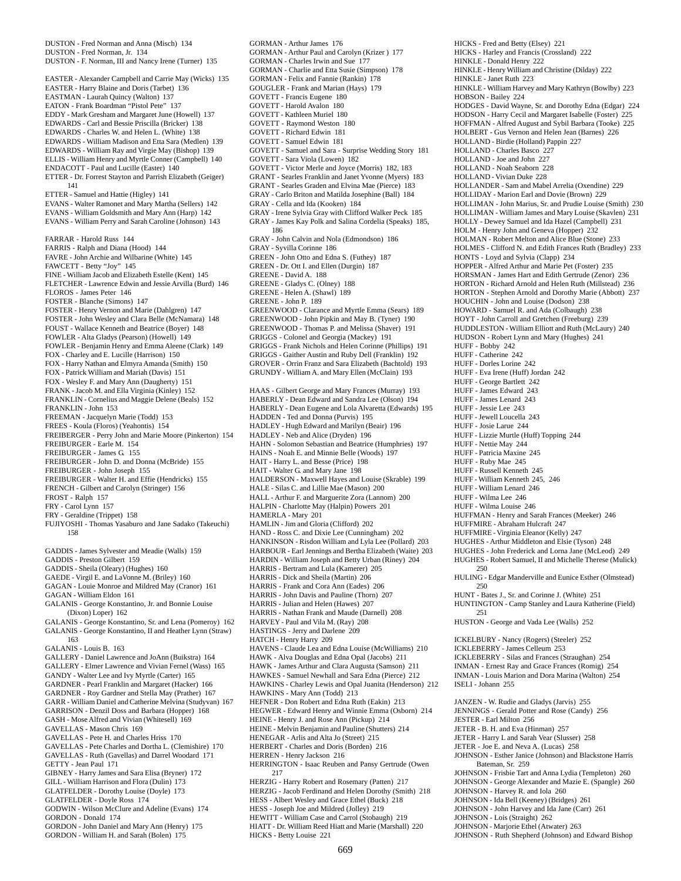DUSTON - Fred Norman and Anna (Misch) 134
DUSTON - Fred Norman, Jr. 134
DUSTON - F. Norman, III and Nancy Irene (Turner) 135

EASTER - Alexander Campbell and Carrie May (Wicks) 135
EASTER - Harry Blaine and Doris (Tarbet) 136
EASTMAN - Laurah Quincy (Walton) 137
EATON - Frank Boardman "Pistol Pete" 137
EDDY - Mark Gresham and Margaret June (Howell) 137
EDWARDS - Carl and Bessie Priscilla (Bricker) 138
EDWARDS - Charles W. and Helen L. (White) 138
EDWARDS - William Madison and Etta Sara (Medlen) 139
EDWARDS - William Ray and Virgie May (Bishop) 139
ELLIS - William Henry and Myrtle Conner (Campbell) 140
ENDACOTT - Paul and Lucille (Easter) 140
ETTER - Dr. Forrest Stayton and Parrish Elizabeth (Geiger) 141
ETTER - Samuel and Hattie (Higley) 141
EVANS - Walter Ramonet and Mary Martha (Sellers) 142
EVANS - William Goldsmith and Mary Ann (Harp) 142
EVANS - William Perry and Sarah Caroline (Johnson) 143

FARRAR - Harold Russ 144
FARRIS - Ralph and Diana (Hood) 144
FAVRE - John Archie and Wilbarine (White) 145
FAWCETT - Betty "Joy" 145
FINE - William Jacob and Elizabeth Estelle (Kent) 145
FLETCHER - Lawrence Edwin and Jessie Arvilla (Burd) 146
FLOROS - James Peter 146
FOSTER - Blanche (Simons) 147
FOSTER - Henry Vernon and Marie (Dahlgren) 147
FOSTER - John Wesley and Clara Belle (McNamara) 148
FOUST - Wallace Kenneth and Beatrice (Boyer) 148
FOWLER - Alta Gladys (Pearson) (Howell) 149
FOWLER - Benjamin Henry and Emma Aleene (Clark) 149
FOX - Charley and E. Lucille (Harrison) 150
FOX - Harry Nathan and Elmyra Amanda (Smith) 150
FOX - Patrick William and Mariah (Davis) 151
FOX - Wesley F. and Mary Ann (Daugherty) 151
FRANK - Jacob M. and Ella Virginia (Kinley) 152
FRANKLIN - Cornelius and Maggie Delene (Beals) 152
FRANKLIN - John 153
FREEMAN - Jacquelyn Marie (Todd) 153
FREES - Koula (Floros) (Yeahontis) 154
FREIBERGER - Perry John and Marie Moore (Pinkerton) 154
FREIBURGER - Earle M. 154
FREIBURGER - James G. 155
FREIBURGER - John D. and Donna (McBride) 155
FREIBURGER - John Joseph 155
FREIBURGER - Walter H. and Effie (Hendricks) 155
FRENCH - Gilbert and Carolyn (Stringer) 156
FROST - Ralph 157
FRY - Carol Lynn 157
FRY - Geraldine (Trippet) 158
FUJIYOSHI - Thomas Yasaburo and Jane Sadako (Takeuchi) 158

GADDIS - James Sylvester and Meadie (Walls) 159
GADDIS - Preston Gilbert 159
GADDIS - Sheila (Oleary) (Hughes) 160
GAEDE - Virgil E. and LaVonne M. (Briley) 160
GAGAN - Louie Monroe and Mildred May (Cranor) 161
GAGAN - William Eldon 161
GALANIS - George Konstantino, Jr. and Bonnie Louise (Dixon) Loper) 162
GALANIS - George Konstantino, Sr. and Lena (Pomeroy) 162
GALANIS - George Konstantino, II and Heather Lynn (Straw) 163
GALANIS - Louis B. 163
GALLERY - Daniel Lawrence and JoAnn (Buikstra) 164
GALLERY - Elmer Lawrence and Vivian Fernel (Wass) 165
GANDY - Walter Lee and Ivy Myrtle (Carter) 165
GARDNER - Pearl Franklin and Margaret (Hacker) 166
GARDNER - Roy Gardner and Stella May (Prather) 167
GARR - William Daniel and Catherine Melvina (Studyvan) 167
GARRISON - Denzil Doss and Barbara (Hopper) 168
GASH - Mose Alfred and Vivian (Whitesell) 169
GAVELLAS - Mason Chris 169
GAVELLAS - Pete H. and Charles Hriss 170
GAVELLAS - Pete Charles and Dortha L. (Clemishire) 170
GAVELLAS - Ruth (Gavellas) and Darrel Woodard 171
GETTY - Jean Paul 171
GIBNEY - Harry James and Sara Elisa (Bryner) 172
GILL - William Harrison and Flora (Dulin) 173
GLATFELDER - Dorothy Louise (Doyle) 173
GLATFELDER - Doyle Ross 174
GODWIN - Wilson McClure and Adeline (Evans) 174
GORDON - Donald 174
GORDON - John Daniel and Mary Ann (Henry) 175
GORDON - William H. and Sarah (Bolen) 175
GORMAN - Arthur James 176
GORMAN - Arthur Paul and Carolyn (Krizer ) 177
GORMAN - Charles Irwin and Sue 177
GORMAN - Charlie and Etta Susie (Simpson) 178
GORMAN - Felix and Fannie (Rankin) 178
GOUGLER - Frank and Marian (Hays) 179
GOVETT - Francis Eugene 180
GOVETT - Harold Avalon 180
GOVETT - Kathleen Muriel 180
GOVETT - Raymond Weston 180
GOVETT - Richard Edwin 181
GOVETT - Samuel Edwin 181
GOVETT - Samuel and Sara - Surprise Wedding Story 181
GOVETT - Sara Viola (Lowen) 182
GOVETT - Victor Merle and Joyce (Morris) 182, 183
GRANT - Searles Franklin and Janet Yvonne (Myers) 183
GRANT - Searles Graden and Elvina Mae (Pierce) 183
GRAY - Carlo Briton and Matilda Josephine (Ball) 184
GRAY - Cella and Ida (Kooken) 184
GRAY - Irene Sylvia Gray with Clifford Walker Peck 185
GRAY - James Kay Polk and Salina Cordelia (Speaks) 185, 186
GRAY - John Calvin and Nola (Edmondson) 186
GRAY - Syvilla Corinne 186
GREEN - John Otto and Edna S. (Futhey) 187
GREEN - Dr. Ott I. and Ellen (Durgin) 187
GREENE - David A. 188
GREENE - Gladys C. (Olney) 188
GREENE - Helen A. (Shawl) 189
GREENE - John P. 189
GREENWOOD - Clarance and Myrtle Emma (Sears) 189
GREENWOOD - John Pipkin and May B. (Tyner) 190
GREENWOOD - Thomas P. and Melissa (Shaver) 191
GRIGGS - Colonel and Georgia (Mackey) 191
GRIGGS - Frank Nichols and Helen Corinne (Phillips) 191
GRIGGS - Gaither Austin and Ruby Dell (Franklin) 192
GROVER - Orrin Franz and Sara Elizabeth (Bachtold) 193
GRUNDY - William A. and Mary Ellen (McClain) 193

HAAS - Gilbert George and Mary Frances (Murray) 193
HABERLY - Dean Edward and Sandra Lee (Olson) 194
HABERLY - Dean Eugene and Lola Alvaretta (Edwards) 195
HADDEN - Ted and Donna (Purvis) 195
HADLEY - Hugh Edward and Marilyn (Beair) 196
HADLEY - Neb and Alice (Dryden) 196
HAHN - Solomon Sebastian and Beatrice (Humphries) 197
HAINS - Noah E. and Minnie Belle (Woods) 197
HAIT - Harry L. and Besse (Price) 198
HAIT - Walter G. and Mary Jane 198
HALDERSON - Maxwell Hayes and Louise (Skrable) 199
HALE - Silas C. and Lillie Mae (Mason) 200
HALL - Arthur F. and Marguerite Zora (Lannom) 200
HALPIN - Charlotte May (Halpin) Powers 201
HAMERLA - Mary 201
HAMLIN - Jim and Gloria (Clifford) 202
HAND - Ross C. and Dixie Lee (Cunningham) 202
HANKINSON - Risdon William and Lyla Lee (Pollard) 203
HARBOUR - Earl Jennings and Bertha Elizabeth (Waite) 203
HARDIN - William Joseph and Betty Urban (Riney) 204
HARRIS - Bertram and Lula (Kamerer) 205
HARRIS - Dick and Sheila (Martin) 206
HARRIS - Frank and Cora Ann (Eades) 206
HARRIS - John Davis and Pauline (Thorn) 207
HARRIS - Julian and Helen (Hawes) 207
HARRIS - Nathan Frank and Maude (Darnell) 208
HARVEY - Paul and Vila M. (Ray) 208
HASTINGS - Jerry and Darlene 209
HATCH - Henry Harry 209
HAVENS - Claude Lea and Edna Louise (McWilliams) 210
HAWK - Alva Douglas and Edna Opal (Jacobs) 211
HAWK - James Arthur and Clara Augusta (Samson) 211
HAWKES - Samuel Newhall and Sara Edna (Pierce) 212
HAWKINS - Charley Lewis and Opal Juanita (Henderson) 212
HAWKINS - Mary Ann (Todd) 213
HEFNER - Don Robert and Edna Ruth (Eakin) 213
HEGWER - Edward Henry and Winnie Emma (Osborn) 214
HEINE - Henry J. and Rose Ann (Pickup) 214
HEINE - Melvin Benjamin and Pauline (Shutters) 214
HENEGAR - Arlis and Alta Jo (Street) 215
HERBERT - Charles and Doris (Borden) 216
HERREN - Henry Jackson 216
HERRINGTON - Isaac Reuben and Pansy Gertrude (Owen 217
HERZIG - Harry Robert and Rosemary (Patten) 217
HERZIG - Jacob Ferdinand and Helen Dorothy (Smith) 218
HESS - Albert Wesley and Grace Ethel (Buck) 218
HESS - Joseph Joe and Mildred (Jolley) 219
HEWITT - William Case and Carrol (Stobaugh) 219
HIATT - Dr. William Reed Hiatt and Marie (Marshall) 220
HICKS - Betty Louise 221
HICKS - Fred and Betty (Elsey) 221
HICKS - Harley and Francis (Crossland) 222
HINKLE - Donald Henry 222
HINKLE - Henry William and Christine (Dilday) 222
HINKLE - Janet Ruth 223
HINKLE - William Harvey and Mary Kathryn (Bowlby) 223
HOBSON - Bailey 224
HODGES - David Wayne, Sr. and Dorothy Edna (Edgar) 224
HODSON - Harry Cecil and Margaret Isabelle (Foster) 225
HOFFMAN - Alfred August and Sybil Barbara (Tooke) 225
HOLBERT - Gus Vernon and Helen Jean (Barnes) 226
HOLLAND - Birdie (Holland) Pappin 227
HOLLAND - Charles Basco 227
HOLLAND - Joe and John 227
HOLLAND - Noah Seaborn 228
HOLLAND - Vivian Duke 228
HOLLANDER - Sam and Mabel Arrelia (Oxendine) 229
HOLLIDAY - Marion Earl and Dovie (Brown) 229
HOLLIMAN - John Marius, Sr. and Prudie Louise (Smith) 230
HOLLIMAN - William James and Mary Louise (Skavlen) 231
HOLLY - Dewey Samuel and Ida Hazel (Campbell) 231
HOLM - Henry John and Geneva (Hopper) 232
HOLMAN - Robert Melton and Alice Blue (Stone) 233
HOLMES - Clifford N. and Edith Frances Ruth (Bradley) 233
HONTS - Loyd and Sylvia (Clapp) 234
HOPPER - Alfred Arthur and Marie Pet (Foster) 235
HORSMAN - James Hart and Edith Gertrude (Zenor) 236
HORTON - Richard Arnold and Helen Ruth (Millstead) 236
HORTON - Stephen Arnold and Dorothy Marie (Abbott) 237
HOUCHIN - John and Louise (Dodson) 238
HOWARD - Samuel R. and Ada (Colbaugh) 238
HOYT - John Carroll and Gretchen (Freeburg) 239
HUDDLESTON - William Elliott and Ruth (McLaury) 240
HUDSON - Robert Lynn and Mary (Hughes) 241
HUFF - Bobby 242
HUFF - Catherine 242
HUFF - Dorles Lorine 242
HUFF - Eva Irene (Huff) Jordan 242
HUFF - George Bartlett 242
HUFF - James Edward 243
HUFF - James Lenard 243
HUFF - Jessie Lee 243
HUFF - Jewell Loucella 243
HUFF - Josie Larue 244
HUFF - Lizzie Murtle (Huff) Topping 244
HUFF - Nettie May 244
HUFF - Patricia Maxine 245
HUFF - Ruby Mae 245
HUFF - Russell Kenneth 245
HUFF - William Kenneth 245, 246
HUFF - William Lenard 246
HUFF - Wilma Lee 246
HUFF - Wilma Louise 246
HUFFMAN - Henry and Sarah Frances (Meeker) 246
HUFFMIRE - Abraham Hulcraft 247
HUFFMIRE - Virginia Eleanor (Kelly) 247
HUGHES - Arthur Middleton and Elsie (Tyson) 248
HUGHES - John Frederick and Lorna Jane (McLeod) 249
HUGHES - Robert Samuel, II and Michelle Therese (Mulick) 250
HULING - Edgar Manderville and Eunice Esther (Olmstead) 250
HUNT - Bates J., Sr. and Corinne J. (White) 251
HUNTINGTON - Camp Stanley and Laura Katherine (Field) 251
HUSTON - George and Vada Lee (Walls) 252

ICKELBURY - Nancy (Rogers) (Steeler) 252
ICKLEBERRY - James Celleum 253
ICKLEBERRY - Silas and Frances (Straughan) 254
INMAN - Ernest Ray and Grace Frances (Romig) 254
INMAN - Louis Marion and Dora Marina (Walton) 254
ISELI - Johann 255

JANZEN - W. Rudie and Gladys (Jarvis) 255
JENNINGS - Gerald Potter and Rose (Candy) 256
JESTER - Earl Milton 256
JETER - B. H. and Eva (Hinman) 257
JETER - Harry L and Sarah Vear (Slusser) 258
JETER - Joe E. and Neva A. (Lucas) 258
JOHNSON - Esther Janice (Johnson) and Blackstone Harris Bateman, Sr. 259
JOHNSON - Frisbie Tart and Anna Lydia (Templeton) 260
JOHNSON - George Alexander and Mazie E. (Spangle) 260
JOHNSON - Harvey R. and Iola 260
JOHNSON - Ida Bell (Keeney) (Bridges) 261
JOHNSON - John Harvey and Ida Jane (Carr) 261
JOHNSON - Lois (Straight) 262
JOHNSON - Marjorie Ethel (Atwater) 263
JOHNSON - Ruth Shepherd (Johnson) and Edward Bishop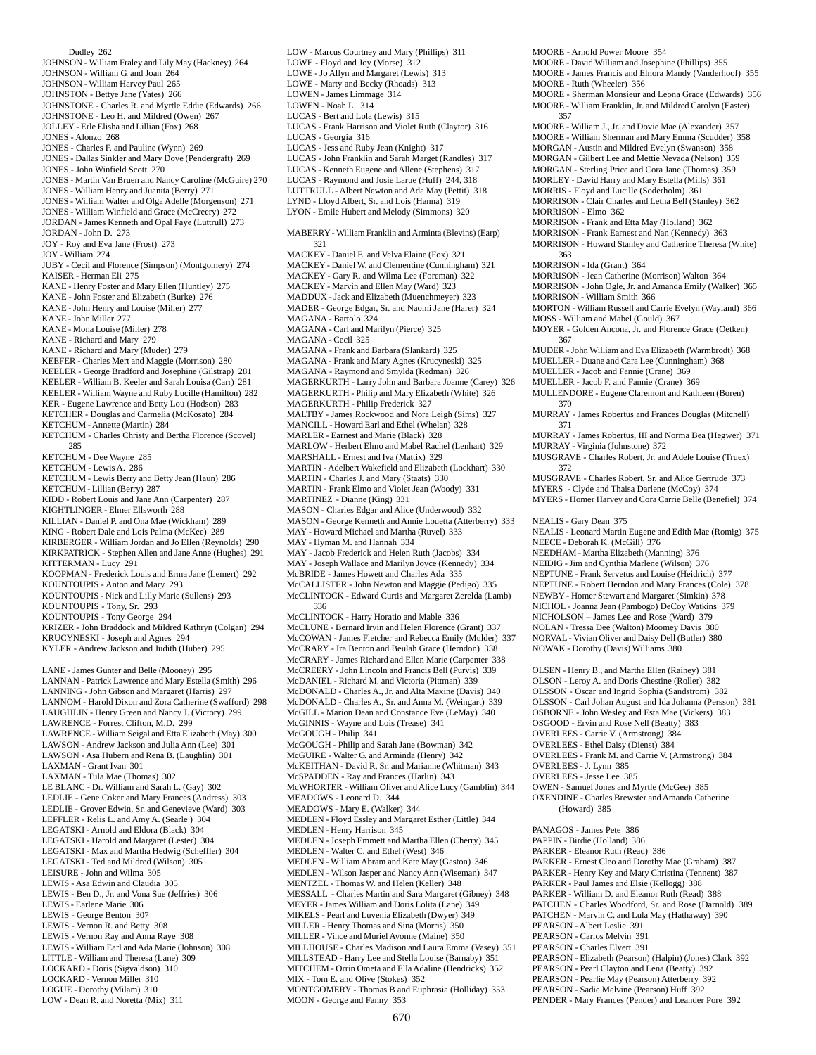Dudley 262
JOHNSON - William Fraley and Lily May (Hackney) 264
JOHNSON - William G. and Joan 264
JOHNSON - William Harvey Paul 265
JOHNSTON - Bettye Jane (Yates) 266
JOHNSTONE - Charles R. and Myrtle Eddie (Edwards) 266
JOHNSTONE - Leo H. and Mildred (Owen) 267
JOLLEY - Erle Elisha and Lillian (Fox) 268
JONES - Alonzo 268
JONES - Charles F. and Pauline (Wynn) 269
JONES - Dallas Sinkler and Mary Dove (Pendergraft) 269
JONES - John Winfield Scott 270
JONES - Martin Van Bruen and Nancy Caroline (McGuire) 270
JONES - William Henry and Juanita (Berry) 271
JONES - William Walter and Olga Adelle (Morgenson) 271
JONES - William Winfield and Grace (McCreery) 272
JORDAN - James Kenneth and Opal Faye (Luttrull) 273
JORDAN - John D. 273
JOY - Roy and Eva Jane (Frost) 273
JOY - William 274
JUBY - Cecil and Florence (Simpson) (Montgomery) 274
KAISER - Herman Eli 275
KANE - Henry Foster and Mary Ellen (Huntley) 275
KANE - John Foster and Elizabeth (Burke) 276
KANE - John Henry and Louise (Miller) 277
KANE - John Miller 277
KANE - Mona Louise (Miller) 278
KANE - Richard and Mary 279
KANE - Richard and Mary (Muder) 279
KEEFER - Charles Mert and Maggie (Morrison) 280
KEELER - George Bradford and Josephine (Gilstrap) 281
KEELER - William B. Keeler and Sarah Louisa (Carr) 281
KEELER - William Wayne and Ruby Lucille (Hamilton) 282
KER - Eugene Lawrence and Betty Lou (Hodson) 283
KETCHER - Douglas and Carmelia (McKosato) 284
KETCHUM - Annette (Martin) 284
KETCHUM - Charles Christy and Bertha Florence (Scovel) 285
KETCHUM - Dee Wayne 285
KETCHUM - Lewis A. 286
KETCHUM - Lewis Berry and Betty Jean (Haun) 286
KETCHUM - Lillian (Berry) 287
KIDD - Robert Louis and Jane Ann (Carpenter) 287
KIGHTLINGER - Elmer Ellsworth 288
KILLIAN - Daniel P. and Ona Mae (Wickham) 289
KING - Robert Dale and Lois Palma (McKee) 289
KIRBERGER - William Jordan and Jo Ellen (Reynolds) 290
KIRKPATRICK - Stephen Allen and Jane Anne (Hughes) 291
KITTERMAN - Lucy 291
KOOPMAN - Frederick Louis and Erma Jane (Lemert) 292
KOUNTOUPIS - Anton and Mary 293
KOUNTOUPIS - Nick and Lilly Marie (Sullens) 293
KOUNTOUPIS - Tony, Sr. 293
KOUNTOUPIS - Tony George 294
KRIZER - John Braddock and Mildred Kathryn (Colgan) 294
KRUCYNESKI - Joseph and Agnes 294
KYLER - Andrew Jackson and Judith (Huber) 295

LANE - James Gunter and Belle (Mooney) 295
LANNAN - Patrick Lawrence and Mary Estella (Smith) 296
LANNING - John Gibson and Margaret (Harris) 297
LANNOM - Harold Dixon and Zora Catherine (Swafford) 298
LAUGHLIN - Henry Green and Nancy J. (Victory) 299
LAWRENCE - Forrest Clifton, M.D. 299
LAWRENCE - William Seigal and Etta Elizabeth (May) 300
LAWSON - Andrew Jackson and Julia Ann (Lee) 301
LAWSON - Asa Hubern and Rena B. (Laughlin) 301
LAXMAN - Grant Ivan 301
LAXMAN - Tula Mae (Thomas) 302
LE BLANC - Dr. William and Sarah L. (Gay) 302
LEDLIE - Gene Coker and Mary Frances (Andress) 303
LEDLIE - Grover Edwin, Sr. and Genevieve (Ward) 303
LEFFLER - Relis L. and Amy A. (Searle ) 304
LEGATSKI - Arnold and Eldora (Black) 304
LEGATSKI - Harold and Margaret (Lester) 304
LEGATSKI - Max and Martha Hedwig (Scheffler) 304
LEGATSKI - Ted and Mildred (Wilson) 305
LEISURE - John and Wilma 305
LEWIS - Asa Edwin and Claudia 305
LEWIS - Ben D., Jr. and Vona Sue (Jeffries) 306
LEWIS - Earlene Marie 306
LEWIS - George Benton 307
LEWIS - Vernon R. and Betty 308
LEWIS - Vernon Ray and Anna Raye 308
LEWIS - William Earl and Ada Marie (Johnson) 308
LITTLE - William and Theresa (Lane) 309
LOCKARD - Doris (Sigvaldson) 310
LOCKARD - Vernon Miller 310
LOGUE - Dorothy (Milam) 310
LOW - Dean R. and Noretta (Mix) 311
LOW - Marcus Courtney and Mary (Phillips) 311
LOWE - Floyd and Joy (Morse) 312
LOWE - Jo Allyn and Margaret (Lewis) 313
LOWE - Marty and Becky (Rhoads) 313
LOWEN - James Limmage 314
LOWEN - Noah L. 314
LUCAS - Bert and Lola (Lewis) 315
LUCAS - Frank Harrison and Violet Ruth (Claytor) 316
LUCAS - Georgia 316
LUCAS - Jess and Ruby Jean (Knight) 317
LUCAS - John Franklin and Sarah Marget (Randles) 317
LUCAS - Kenneth Eugene and Allene (Stephens) 317
LUCAS - Raymond and Josie Larue (Huff) 244, 318
LUTTRULL - Albert Newton and Ada May (Pettit) 318
LYND - Lloyd Albert, Sr. and Lois (Hanna) 319
LYON - Emile Hubert and Melody (Simmons) 320

MABERRY - William Franklin and Arminta (Blevins) (Earp) 321
MACKEY - Daniel E. and Velva Elaine (Fox) 321
MACKEY - Daniel W. and Clementine (Cunningham) 321
MACKEY - Gary R. and Wilma Lee (Foreman) 322
MACKEY - Marvin and Ellen May (Ward) 323
MADDUX - Jack and Elizabeth (Muenchmeyer) 323
MADER - George Edgar, Sr. and Naomi Jane (Harer) 324
MAGANA - Bartolo 324
MAGANA - Carl and Marilyn (Pierce) 325
MAGANA - Cecil 325
MAGANA - Frank and Barbara (Slankard) 325
MAGANA - Frank and Mary Agnes (Krucyneski) 325
MAGANA - Raymond and Smylda (Redman) 326
MAGERKURTH - Larry John and Barbara Joanne (Carey) 326
MAGERKURTH - Philip and Mary Elizabeth (White) 326
MAGERKURTH - Philip Frederick 327
MALTBY - James Rockwood and Nora Leigh (Sims) 327
MANCILL - Howard Earl and Ethel (Whelan) 328
MARLER - Earnest and Marie (Black) 328
MARLOW - Herbert Elmo and Mabel Rachel (Lenhart) 329
MARSHALL - Ernest and Iva (Mattix) 329
MARTIN - Adelbert Wakefield and Elizabeth (Lockhart) 330
MARTIN - Charles J. and Mary (Staats) 330
MARTIN - Frank Elmo and Violet Jean (Woody) 331
MARTINEZ - Dianne (King) 331
MASON - Charles Edgar and Alice (Underwood) 332
MASON - George Kenneth and Annie Louetta (Atterberry) 333
MAY - Howard Michael and Martha (Ruvel) 333
MAY - Hyman M. and Hannah 334
MAY - Jacob Frederick and Helen Ruth (Jacobs) 334
MAY - Joseph Wallace and Marilyn Joyce (Kennedy) 334
McBRIDE - James Howett and Charles Ada 335
McCALLISTER - John Newton and Maggie (Pedigo) 335
McCLINTOCK - Edward Curtis and Margaret Zerelda (Lamb) 336
McCLINTOCK - Harry Horatio and Mable 336
McCLUNE - Bernard Irvin and Helen Florence (Grant) 337
McCOWAN - James Fletcher and Rebecca Emily (Mulder) 337
McCRARY - Ira Benton and Beulah Grace (Herndon) 338
McCRARY - James Richard and Ellen Marie (Carpenter 338
McCREERY - John Lincoln and Francis Bell (Purvis) 339
McDANIEL - Richard M. and Victoria (Pittman) 339
McDONALD - Charles A., Jr. and Alta Maxine (Davis) 340
McDONALD - Charles A., Sr. and Anna M. (Weingart) 339
McGILL - Marion Dean and Constance Eve (LeMay) 340
McGINNIS - Wayne and Lois (Trease) 341
McGOUGH - Philip 341
McGOUGH - Philip and Sarah Jane (Bowman) 342
McGUIRE - Walter G. and Arminda (Henry) 342
McKEITHAN - David R, Sr. and Marianne (Whitman) 343
McSPADDEN - Ray and Frances (Harlin) 343
McWHORTER - William Oliver and Alice Lucy (Gamblin) 344
MEADOWS - Leonard D. 344
MEADOWS - Mary E. (Walker) 344
MEDLEN - Floyd Essley and Margaret Esther (Little) 344
MEDLEN - Henry Harrison 345
MEDLEN - Joseph Emmett and Martha Ellen (Cherry) 345
MEDLEN - Walter C. and Ethel (West) 346
MEDLEN - William Abram and Kate May (Gaston) 346
MEDLEN - Wilson Jasper and Nancy Ann (Wiseman) 347
MENTZEL - Thomas W. and Helen (Keller) 348
MESSALL - Charles Martin and Sara Margaret (Gibney) 348
MEYER - James William and Doris Lolita (Lane) 349
MIKELS - Pearl and Luvenia Elizabeth (Dwyer) 349
MILLER - Henry Thomas and Sina (Morris) 350
MILLER - Vince and Muriel Avonne (Maine) 350
MILLHOUSE - Charles Madison and Laura Emma (Vasey) 351
MILLSTEAD - Harry Lee and Stella Louise (Barnaby) 351
MITCHEM - Orrin Ometa and Ella Adaline (Hendricks) 352
MIX - Tom E. and Olive (Stokes) 352
MONTGOMERY - Thomas B and Euphrasia (Holliday) 353
MOON - George and Fanny 353
MOORE - Arnold Power Moore 354
MOORE - David William and Josephine (Phillips) 355
MOORE - James Francis and Elnora Mandy (Vanderhoof) 355
MOORE - Ruth (Wheeler) 356
MOORE - Sherman Monsieur and Leona Grace (Edwards) 356
MOORE - William Franklin, Jr. and Mildred Carolyn (Easter) 357
MOORE - William J., Jr. and Dovie Mae (Alexander) 357
MOORE - William Sherman and Mary Emma (Scudder) 358
MORGAN - Austin and Mildred Evelyn (Swanson) 358
MORGAN - Gilbert Lee and Mettie Nevada (Nelson) 359
MORGAN - Sterling Price and Cora Jane (Thomas) 359
MORLEY - David Harry and Mary Estella (Mills) 361
MORRIS - Floyd and Lucille (Soderholm) 361
MORRISON - Clair Charles and Letha Bell (Stanley) 362
MORRISON - Elmo 362
MORRISON - Frank and Etta May (Holland) 362
MORRISON - Frank Earnest and Nan (Kennedy) 363
MORRISON - Howard Stanley and Catherine Theresa (White) 363
MORRISON - Ida (Grant) 364
MORRISON - Jean Catherine (Morrison) Walton 364
MORRISON - John Ogle, Jr. and Amanda Emily (Walker) 365
MORRISON - William Smith 366
MORTON - William Russell and Carrie Evelyn (Wayland) 366
MOSS - William and Mabel (Gould) 367
MOYER - Golden Ancona, Jr. and Florence Grace (Oetken) 367
MUDER - John William and Eva Elizabeth (Warmbrodt) 368
MUELLER - Duane and Cara Lee (Cunningham) 368
MUELLER - Jacob and Fannie (Crane) 369
MUELLER - Jacob F. and Fannie (Crane) 369
MULLENDORE - Eugene Claremont and Kathleen (Boren) 370
MURRAY - James Robertus and Frances Douglas (Mitchell) 371
MURRAY - James Robertus, III and Norma Bea (Hegwer) 371
MURRAY - Virginia (Johnstone) 372
MUSGRAVE - Charles Robert, Jr. and Adele Louise (Truex) 372
MUSGRAVE - Charles Robert, Sr. and Alice Gertrude 373
MYERS - Clyde and Thaisa Darlene (McCoy) 374
MYERS - Homer Harvey and Cora Carrie Belle (Benefiel) 374

NEALIS - Gary Dean 375
NEALIS - Leonard Martin Eugene and Edith Mae (Romig) 375
NEECE - Deborah K. (McGill) 376
NEEDHAM - Martha Elizabeth (Manning) 376
NEIDIG - Jim and Cynthia Marlene (Wilson) 376
NEPTUNE - Frank Servetus and Louise (Heidrich) 377
NEPTUNE - Robert Herndon and Mary Frances (Cole) 378
NEWBY - Homer Stewart and Margaret (Simkin) 378
NICHOL - Joanna Jean (Pambogo) DeCoy Watkins 379
NICHOLSON – James Lee and Rose (Ward) 379
NOLAN - Tressa Dee (Walton) Moomey Davis 380
NORVAL - Vivian Oliver and Daisy Dell (Butler) 380
NOWAK - Dorothy (Davis) Williams 380

OLSEN - Henry B., and Martha Ellen (Rainey) 381
OLSON - Leroy A. and Doris Chestine (Roller) 382
OLSSON - Oscar and Ingrid Sophia (Sandstrom) 382
OLSSON - Carl Johan August and Ida Johanna (Persson) 381
OSBORNE - John Wesley and Esta Mae (Vickers) 383
OSGOOD - Ervin and Rose Nell (Beatty) 383
OVERLEES - Carrie V. (Armstrong) 384
OVERLEES - Ethel Daisy (Dienst) 384
OVERLEES - Frank M. and Carrie V. (Armstrong) 384
OVERLEES - J. Lynn 385
OVERLEES - Jesse Lee 385
OWEN - Samuel Jones and Myrtle (McGee) 385
OXENDINE - Charles Brewster and Amanda Catherine (Howard) 385

PANAGOS - James Pete 386
PAPPIN - Birdie (Holland) 386
PARKER - Eleanor Ruth (Read) 386
PARKER - Ernest Cleo and Dorothy Mae (Graham) 387
PARKER - Henry Key and Mary Christina (Tennent) 387
PARKER - Paul James and Elsie (Kellogg) 388
PARKER - William D. and Eleanor Ruth (Read) 388
PATCHEN - Charles Woodford, Sr. and Rose (Darnold) 389
PATCHEN - Marvin C. and Lula May (Hathaway) 390
PEARSON - Albert Leslie 391
PEARSON - Carlos Melvin 391
PEARSON - Charles Elvert 391
PEARSON - Elizabeth (Pearson) (Halpin) (Jones) Clark 392
PEARSON - Pearl Clayton and Lena (Beatty) 392
PEARSON - Pearlie May (Pearson) Atterberry 392
PEARSON - Sadie Melvine (Pearson) Huff 392
PENDER - Mary Frances (Pender) and Leander Pore 392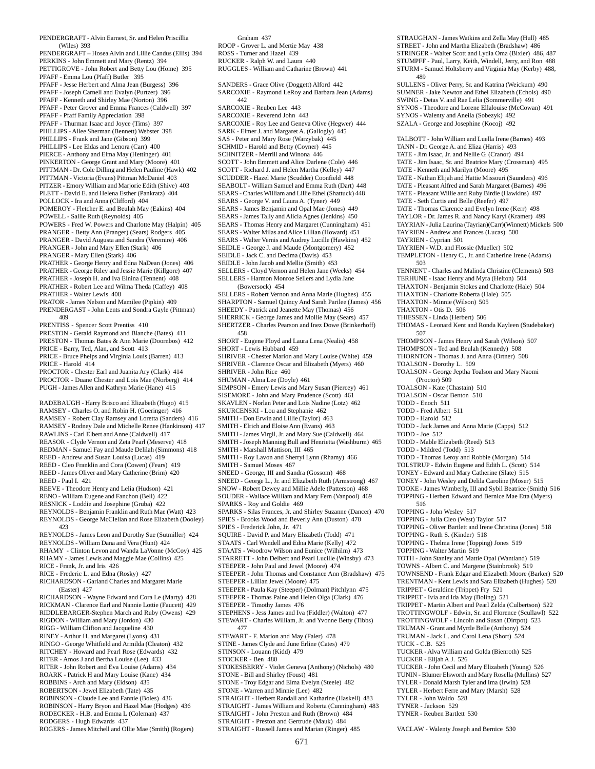PENDERGRAFT - Alvin Earnest, Sr. and Helen Priscillia (Wiles) 393
PENDERGRAFT – Hosea Alvin and Lillie Candus (Ellis) 394
PERKINS - John Emmett and Mary (Rentz) 394
PETTIGROVE - John Robert and Betty Lou (Home) 395
PFAFF - Emma Lou (Pfaff) Butler 395
PFAFF - Jesse Herbert and Alma Jean (Burgess) 396
PFAFF - Joseph Carnell and Evalyn (Purtzer) 396
PFAFF - Kenneth and Shirley Mae (Norton) 396
PFAFF - Peter Grover and Emma Frances (Caldwell) 397
PFAFF - Pfaff Family Appreciation 398
PFAFF - Thurman Isaac and Joyce (Tims) 397
PHILLIPS - Allee Sherman (Bennett) Webster 398
PHILLIPS - Frank and Jane (Gibson) 399
PHILLIPS - Lee Eldas and Lenora (Carr) 400
PIERCE - Anthony and Elma May (Hettinger) 401
PINKERTON - George Grant and Mary (Moore) 401
PITTMAN - Dr. Cole Dilling and Helen Pauline (Hawk) 402
PITTMAN - Victoria (Evans) Pittman McDaniel 403
PITZER - Emory William and Marjorie Edith (Shive) 403
PLETT - David E. and Helena Esther (Pankratz) 404
POLLOCK - Ira and Anna (Clifford) 404
POMEROY - Fletcher E. and Beulah May (Eakins) 404
POWELL - Sallie Ruth (Reynolds) 405
POWERS - Fred W. Powers and Charlotte May (Halpin) 405
PRANGER - Betty Ann (Pranger) (Sears) Rodgers 405
PRANGER - David Augusta and Sandra (Veremire) 406
PRANGER - John and Mary Ellen (Stark) 406
PRANGER - Mary Ellen (Stark) 406
PRATHER - George Henry and Edna NaDean (Jones) 406
PRATHER - George Riley and Jessie Marie (Killgore) 407
PRATHER - Joseph H. and Iva Elnina (Tennent) 408
PRATHER - Robert Lee and Wilma Theda (Caffey) 408
PRATHER - Walter Lewis 408
PRATOR - James Nelson and Mamilee (Pipkin) 409
PRENDERGAST - John Lents and Sondra Gayle (Pittman) 409
PRENTISS - Spencer Scott Prentiss 410
PRESTON - Gerald Raymond and Blanche (Bates) 411
PRESTON - Thomas Bates & Ann Marie (Doornbos) 412
PRICE - Barry, Ted, Alan, and Scott 413
PRICE - Bruce Phelps and Virginia Louis (Barren) 413
PRICE - Harold 414
PROCTOR - Chester Earl and Juanita Ary (Clark) 414
PROCTOR - Duane Chester and Lois Mae (Norberg) 414
PUGH - James Allen and Kathryn Marie (Hane) 415

RADEBAUGH - Harry Brisco and Elizabeth (Hugo) 415
RAMSEY - Charles O. and Robin H. (Goeringer) 416
RAMSEY - Robert Clay Ramsey and Loretta (Sanders) 416
RAMSEY - Rodney Dale and Michelle Renee (Hankinson) 417
RAWLINS - Carl Elbert and Anne (Caldwell) 417
REASOR - Clyde Vernon and Zeta Pearl (Meserve) 418
REDMAN - Samuel Fay and Maude Delilah (Simmons) 418
REED - Andrew and Susan Louisa (Lucas) 419
REED - Cleo Franklin and Cora (Cowen) (Fears) 419
REED - James Oliver and Mary Catherine (Brim) 420
REED - Paul I. 421
REEVE - Theodore Henry and Lelia (Hudson) 421
RENO - William Eugene and Fanchon (Bell) 422
RESNICK - Loddie and Josephine (Gruba) 422
REYNOLDS - Benjamin Franklin and Ruth Mae (Watt) 423
REYNOLDS - George McClellan and Rose Elizabeth (Dooley) 423
REYNOLDS - James Leon and Dorothy Sue (Sutmiller) 424
REYNOLDS - William Dana and Vera (Hunt) 424
RHAMY - Clinton Levon and Wanda LaVonne (McCoy) 425
RHAMY - James Lewis and Maggie Mae (Collins) 425
RICE - Frank, Jr. and Iris 426
RICE - Frederic L. and Edna (Rosky) 427
RICHARDSON - Garland Charles and Margaret Marie (Easter) 427
RICHARDSON - Wayne Edward and Cora Le (Marty) 428
RICKMAN - Clarence Earl and Nannie Lottie (Faucett) 429
RIDDLEBARGER-Stephen March and Ruby (Owens) 429
RIGDON - William and Mary (Jordon) 430
RIGG - William Clifton and Jacqueline 430
RINEY - Arthur H. and Margaret (Lyons) 431
RINGO - George Whitfield and Armilda (Cleaton) 432
RITCHEY - Howard and Pearl Rose (Edwards) 432
RITER - Amos J and Bertha Louise (Lee) 433
RITER - John Robert and Eva Louise (Adams) 434
ROARK - Patrick H and Mary Louise (Kane) 434
ROBBINS - Arch and Mary (Eidson) 435
ROBERTSON - Jewel Elizabeth (Tate) 435
ROBINSON - Claude Lee and Fannie (Boles) 436
ROBINSON - Harry Bryon and Hazel Mae (Hodges) 436
RODECKER - H.B. and Emma L (Coleman) 437
RODGERS - Hugh Edwards 437
ROGERS - James Mitchell and Ollie Mae (Smith) (Rogers) Graham 437
ROOP - Grover L. and Mertie May 438
ROSS - Turner and Hazel 439
RUCKER - Ralph W. and Laura 440
RUGGLES - William and Catharine (Brown) 441

SANDERS - Grace Olive (Doggett) Alford 442
SARCOXIE - Raymond LeRoy and Barbara Jean (Adams) 442
SARCOXIE - Reuben Lee 443
SARCOXIE - Reverend John 443
SARCOXIE - Roy Lee and Geneva Olive (Hegwer) 444
SARK - Elmer J. and Margaret A. (Gallogly) 445
SAS - Peter and Mary Rose (Warzybak) 445
SCHMID - Harold and Betty (Coyner) 445
SCHNITZER - Merrill and Winona 446
SCOTT - John Emmett and Alice Darlene (Cole) 446
SCOTT - Richard J. and Helen Martha (Kelley) 447
SCUDDER - Hazel Marie (Scudder) Coonfield 448
SEABOLT - William Samuel and Emma Ruth (Dart) 448
SEARS - Charles William and Lillie Ethel (Shattuck) 448
SEARS - George V. and Laura A. (Tyner) 449
SEARS - James Benjamin and Opal Mae (Jones) 449
SEARS - James Tally and Alicia Agnes (Jenkins) 450
SEARS - Thomas Henry and Margaret (Cunningham) 451
SEARS - Walter Milas and Alice Lillian (Howard) 451
SEARS - Walter Vernis and Audrey Lucille (Hawkins) 452
SEIDLE - George J. and Maude (Montgomery) 452
SEIDLE - Jack C. and Decima (Davis) 453
SEIDLE - John Jacob and Mellie (Smith) 453
SELLERS - Cloyd Vernon and Helen Jane (Weeks) 454
SELLERS - Harmon Monroe Sellers and Lydia Jane (Bowersock) 454
SELLERS - Robert Vernon and Anna Marie (Hughes) 455
SHARPTON - Samuel Quincy And Sarah Parilee (James) 456
SHEEDY - Patrick and Jeanette May (Thomas) 456
SHERRICK - George James and Mollie May (Sears) 457
SHERTZER - Charles Pearson and Inez Dowe (Brinkerhoff) 458
SHORT - Eugene Floyd and Laura Lena (Nealis) 458
SHORT - Lewis Hubbard 459
SHRIVER - Chester Marion and Mary Louise (White) 459
SHRIVER - Clarence Oscar and Elizabeth (Myers) 460
SHRIVER - John Rice 460
SHUMAN - Alma Lee (Doyle) 461
SIMPSON - Emery Lewis and Mary Susan (Piercey) 461
SISEMORE - John and Mary Prudence (Scott) 461
SKAVLEN - Norlan Peter and Lois Nadine (Lotz) 462
SKURCENSKI - Lou and Stephanie 462
SMITH - Don Erwin and Lillie (Taylor) 463
SMITH - Elrich and Eloise Ann (Evans) 463
SMITH - James Virgil, Jr. and Mary Sue (Caldwell) 464
SMITH - Joseph Manning Bull and Henrietta (Washburm) 465
SMITH - Marshall Mattison, III 465
SMITH - Roy Lavon and Sherryl Lynn (Rhamy) 466
SMITH - Samuel Moses 467
SNEED - George, III and Sandra (Gossom) 468
SNEED - George L., Jr. and Elizabeth Ruth (Armstrong) 467
SNOW - Robert Dewey and Millie Adele (Patterson) 468
SOUDER - Wallace William and Mary Fern (Vanpool) 469
SPARKS - Roy and Goldie 469
SPARKS - Silas Frances, Jr. and Shirley Suzanne (Dancer) 470
SPIES - Brooks Wood and Beverly Ann (Duston) 470
SPIES - Frederick John, Jr. 471
SQUIRE - David P. and Mary Elizabeth (Todd) 471
STAATS - Carl Wendell and Edna Marie (Kelly) 472
STAATS - Woodrow Wilson and Eunice (Wilhilm) 473
STARRETT - John Delbert and Pearl Lucille (Winsby) 473
STEEPER - John Paul and Jewel (Moore) 474
STEEPER - John Thomas and Constance Ann (Bradshaw) 475
STEEPER - Lillian Jewel (Moore) 475
STEEPER - Paula Kay (Steeper) (Dolman) Pitchlynn 475
STEEPER - Thomas Paine and Helen Olga (Clark) 476
STEEPER - Timothy James 476
STEPHENS - Jess James and Iva (Fiddler) (Walton) 477
STEWART - Charles William, Jr. and Yvonne Betty (Tibbs) 477
STEWART - F. Marion and May (Faler) 478
STINE - James Clyde and June Erline (Cates) 479
STINSON - Louann (Kidd) 479
STOCKER - Ben 480
STOKESBERRY - Violet Geneva (Anthony) (Nichols) 480
STONE - Bill and Shirley (Foust) 481
STONE - Troy Edgar and Elma Evelyn (Steele) 482
STONE - Warren and Minnie (Lee) 482
STRAIGHT - Herbert Randall and Katharine (Haskell) 483
STRAIGHT - James William and Roberta (Cunningham) 483
STRAIGHT - John Preston and Ruth (Brown) 484
STRAIGHT - Preston and Gertrude (Mauk) 484
STRAIGHT - Russell James and Marian (Ringer) 485
STRAUGHAN - James Watkins and Zella May (Hull) 485
STREET - John and Martha Elizabeth (Bradshaw) 486
STRINGER - Walter Scott and Lydia Oma (Bixler) 486, 487
STUMPFF - Paul, Larry, Keith, Windell, Jerry, and Ron 488
STURM - Samuel Holtsberry and Virginia May (Kerby) 488, 489
SULLENS - Oliver Perry, Sr. and Katrina (Weickum) 490
SUMNER - Jake Newton and Ethel Elizabeth (Echols) 490
SWING - Detas V. and Rae Lelia (Sommerville) 491
SYNOS - Theodore and Lorene Ellalouise (McCowan) 491
SYNOS - Walenty and Aneila (Sobezyk) 492
SZALA - George and Josephine (Kocoj) 492

TALBOTT - John William and Luella Irene (Barnes) 493
TANN - Dr. George A. and Eliza (Harris) 493
TATE - Jim Isaac, Jr. and Nellie G. (Cranor) 494
TATE - Jim Isaac, Sr. and Beatrice Mary (Crossman) 495
TATE - Kenneth and Marilyn (Moore) 495
TATE - Nathan Elijah and Hattie Missouri (Saunders) 496
TATE - Pleasant Alfred and Sarah Margaret (Barnes) 496
TATE - Pleasant Willie and Ruby Birdie (Hawkins) 497
TATE - Seth Curtis and Belle (Reefer) 497
TATE - Thomas Clarence and Evelyn Irene (Kerr) 498
TAYLOR - Dr. James R. and Nancy Karyl (Kramer) 499
TAYRIAN - Julia Laurina (Tayrian)(Carr)(Winnett) Mickels 500
TAYRIEN - Andrew and Frances (Lucas) 500
TAYRIEN - Cyprian 501
TAYRIEN - W.D. and Flossie (Mueller) 502
TEMPLETON - Henry C., Jr. and Catherine Irene (Adams) 503
TENNENT - Charles and Malinda Christine (Clements) 503
TERHUNE - Isaac Henry and Myra (Helton) 504
THAXTON - Benjamin Stokes and Charlotte (Hale) 504
THAXTON - Charlotte Roberta (Hale) 505
THAXTON - Minnie (Wilson) 505
THAXTON - Otis D. 506
THIESSEN - Linda (Herbert) 506
THOMAS - Leonard Kent and Ronda Kayleen (Studebaker) 507
THOMPSON - James Henry and Sarah (Wilson) 507
THOMPSON - Ted and Beulah (Kennedy) 508
THORNTON - Thomas J. and Anna (Ortner) 508
TOALSON - Dorothy L. 509
TOALSON - George Jeptha Toalson and Mary Naomi (Proctor) 509
TOALSON - Kate (Chastain) 510
TOALSON - Oscar Benton 510
TODD - Enoch 511
TODD - Fred Albert 511
TODD - Harold 512
TODD - Jack James and Anna Marie (Capps) 512
TODD - Joe 512
TODD - Mable Elizabeth (Reed) 513
TODD - Mildred (Todd) 513
TODD - Thomas Leroy and Robbie (Morgan) 514
TOLSTRUP - Edwin Eugene and Edith L. (Scott) 514
TONEY - Edward and Mary Catherine (Slate) 515
TONEY - John Wesley and Delila Caroline (Moser) 515
TOOKE - James Wimberly, III and Sybil Beatrice (Smith) 516
TOPPING - Herbert Edward and Bernice Mae Etta (Myers) 516
TOPPING - John Wesley 517
TOPPING - Julia Cleo (West) Taylor 517
TOPPING - Oliver Bartlett and Irene Christina (Jones) 518
TOPPING - Ruth S. (Kinder) 518
TOPPING - Thelma Irene (Topping) Jones 519
TOPPING - Walter Martin 519
TOTH - John Stanley and Mattie Opal (Wantland) 519
TOWNS - Albert C. and Margene (Stainbrook) 519
TOWNSEND - Frank Edgar and Elizabeth Moore (Barker) 520
TRENTMAN - Kent Lewis and Sara Elizabeth (Hughes) 520
TRIPPET - Geraldine (Trippet) Fry 521
TRIPPET - Ivia and Ida May (Boling) 521
TRIPPET - Martin Albert and Pearl Zelda (Culbertson) 522
TROTTINGWOLF - Edwin, Sr. and Florence (Scullawl) 522
TROTTINGWOLF - Lincoln and Susan (Dirtpot) 523
TRUMAN - Grant and Myrtle Belle (Anthony) 524
TRUMAN - Jack L. and Carol Lena (Short) 524
TUCK - C.B. 525
TUCKER - Alva William and Golda (Bienroth) 525
TUCKER - Elijah A.J. 526
TUCKER - John Cecil and Mary Elizabeth (Young) 526
TUNIN - Blumer Elsworth and Mary Rosella (Mullins) 527
TYLER - Donald Marsh Tyler and Ima (Irwin) 528
TYLER - Herbert Ferre and Mary (Marsh) 528
TYLER - John Waldo 528
TYNER - Jackson 529
TYNER - Reuben Bartlett 530

VACLAW - Walenty Joseph and Bernice 530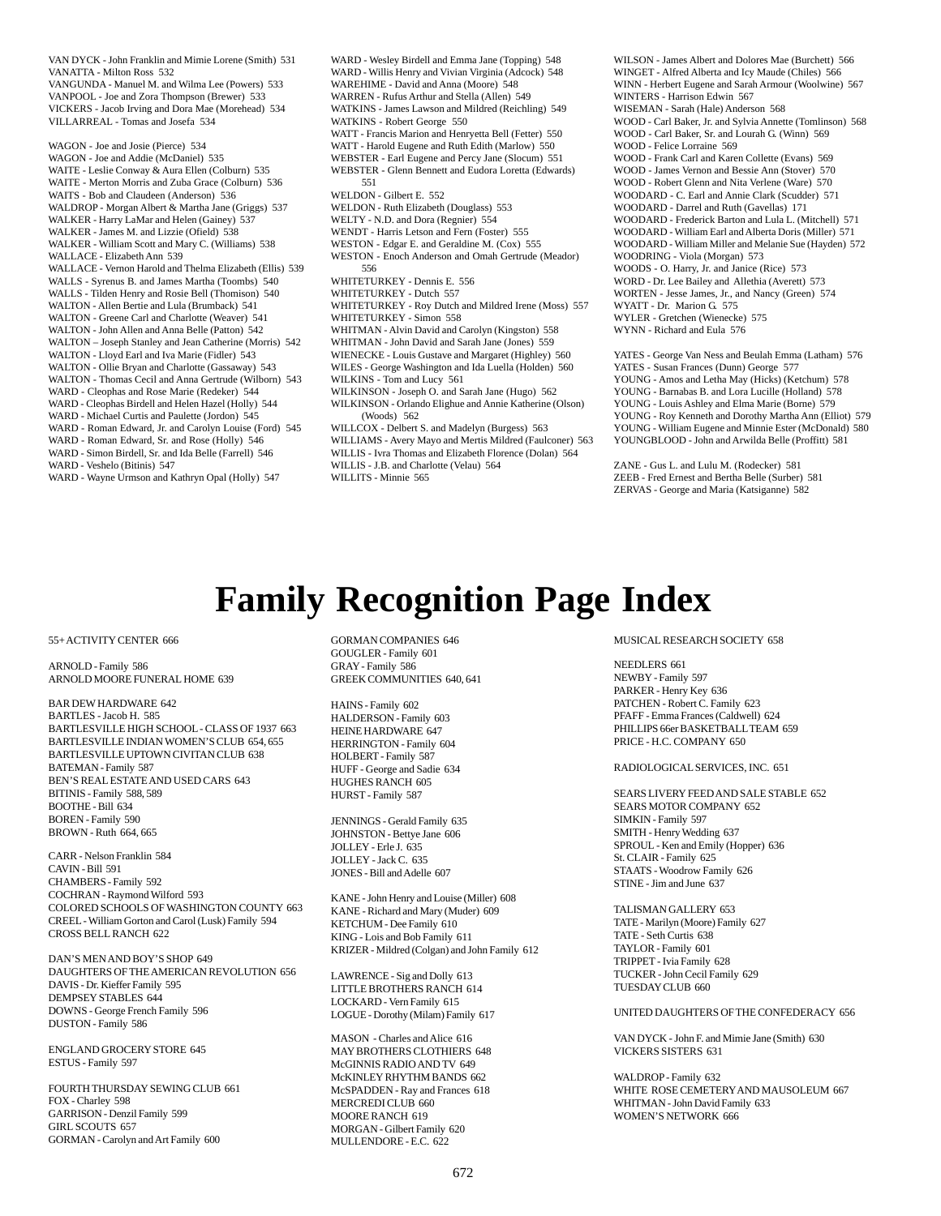VAN DYCK - John Franklin and Mimie Lorene (Smith) 531
VANATTA - Milton Ross 532
VANGUNDA - Manuel M. and Wilma Lee (Powers) 533
VANPOOL - Joe and Zora Thompson (Brewer) 533
VICKERS - Jacob Irving and Dora Mae (Morehead) 534
VILLARREAL - Tomas and Josefa 534

WAGON - Joe and Josie (Pierce) 534
WAGON - Joe and Addie (McDaniel) 535
WAITE - Leslie Conway & Aura Ellen (Colburn) 535
WAITE - Merton Morris and Zuba Grace (Colburn) 536
WAITS - Bob and Claudeen (Anderson) 536
WALDROP - Morgan Albert & Martha Jane (Griggs) 537
WALKER - Harry LaMar and Helen (Gainey) 537
WALKER - James M. and Lizzie (Ofield) 538
WALKER - William Scott and Mary C. (Williams) 538
WALLACE - Elizabeth Ann 539
WALLACE - Vernon Harold and Thelma Elizabeth (Ellis) 539
WALLS - Syrenus B. and James Martha (Toombs) 540
WALLS - Tilden Henry and Rosie Bell (Thomison) 540
WALTON - Allen Bertie and Lula (Brumback) 541
WALTON - Greene Carl and Charlotte (Weaver) 541
WALTON - John Allen and Anna Belle (Patton) 542
WALTON – Joseph Stanley and Jean Catherine (Morris) 542
WALTON - Lloyd Earl and Iva Marie (Fidler) 543
WALTON - Ollie Bryan and Charlotte (Gassaway) 543
WALTON - Thomas Cecil and Anna Gertrude (Wilborn) 543
WARD - Cleophas and Rose Marie (Redeker) 544
WARD - Cleophas Birdell and Helen Hazel (Holly) 544
WARD - Michael Curtis and Paulette (Jordon) 545
WARD - Roman Edward, Jr. and Carolyn Louise (Ford) 545
WARD - Roman Edward, Sr. and Rose (Holly) 546
WARD - Simon Birdell, Sr. and Ida Belle (Farrell) 546
WARD - Veshelo (Bitinis) 547
WARD - Wayne Urmson and Kathryn Opal (Holly) 547
WARD - Wesley Birdell and Emma Jane (Topping) 548
WARD - Willis Henry and Vivian Virginia (Adcock) 548
WAREHIME - David and Anna (Moore) 548
WARREN - Rufus Arthur and Stella (Allen) 549
WATKINS - James Lawson and Mildred (Reichling) 549
WATKINS - Robert George 550
WATT - Francis Marion and Henryetta Bell (Fetter) 550
WATT - Harold Eugene and Ruth Edith (Marlow) 550
WEBSTER - Earl Eugene and Percy Jane (Slocum) 551
WEBSTER - Glenn Bennett and Eudora Loretta (Edwards) 551
WELDON - Gilbert E. 552
WELDON - Ruth Elizabeth (Douglass) 553
WELTY - N.D. and Dora (Regnier) 554
WENDT - Harris Letson and Fern (Foster) 555
WESTON - Edgar E. and Geraldine M. (Cox) 555
WESTON - Enoch Anderson and Omah Gertrude (Meador) 556
WHITETURKEY - Dennis E. 556
WHITETURKEY - Dutch 557
WHITETURKEY - Roy Dutch and Mildred Irene (Moss) 557
WHITETURKEY - Simon 558
WHITMAN - Alvin David and Carolyn (Kingston) 558
WHITMAN - John David and Sarah Jane (Jones) 559
WIENECKE - Louis Gustave and Margaret (Highley) 560
WILES - George Washington and Ida Luella (Holden) 560
WILKINS - Tom and Lucy 561
WILKINSON - Joseph O. and Sarah Jane (Hugo) 562
WILKINSON - Orlando Elighue and Annie Katherine (Olson) (Woods) 562
WILLCOX - Delbert S. and Madelyn (Burgess) 563
WILLIAMS - Avery Mayo and Mertis Mildred (Faulconer) 563
WILLIS - Ivra Thomas and Elizabeth Florence (Dolan) 564
WILLIS - J.B. and Charlotte (Velau) 564
WILLITS - Minnie 565
WILSON - James Albert and Dolores Mae (Burchett) 566
WINGET - Alfred Alberta and Icy Maude (Chiles) 566
WINN - Herbert Eugene and Sarah Armour (Woolwine) 567
WINTERS - Harrison Edwin 567
WISEMAN - Sarah (Hale) Anderson 568
WOOD - Carl Baker, Jr. and Sylvia Annette (Tomlinson) 568
WOOD - Carl Baker, Sr. and Lourah G. (Winn) 569
WOOD - Felice Lorraine 569
WOOD - Frank Carl and Karen Collette (Evans) 569
WOOD - James Vernon and Bessie Ann (Stover) 570
WOOD - Robert Glenn and Nita Verlene (Ware) 570
WOODARD - C. Earl and Annie Clark (Scudder) 571
WOODARD - Darrel and Ruth (Gavellas) 171
WOODARD - Frederick Barton and Lula L. (Mitchell) 571
WOODARD - William Earl and Alberta Doris (Miller) 571
WOODARD - William Miller and Melanie Sue (Hayden) 572
WOODRING - Viola (Morgan) 573
WOODS - O. Harry, Jr. and Janice (Rice) 573
WORD - Dr. Lee Bailey and Allethia (Averett) 573
WORTEN - Jesse James, Jr., and Nancy (Green) 574
WYATT - Dr. Marion G. 575
WYLER - Gretchen (Wienecke) 575
WYNN - Richard and Eula 576

YATES - George Van Ness and Beulah Emma (Latham) 576
YATES - Susan Frances (Dunn) George 577
YOUNG - Amos and Letha May (Hicks) (Ketchum) 578
YOUNG - Barnabas B. and Lora Lucille (Holland) 578
YOUNG - Louis Ashley and Elma Marie (Borne) 579
YOUNG - Roy Kenneth and Dorothy Martha Ann (Elliot) 579
YOUNG - William Eugene and Minnie Ester (McDonald) 580
YOUNGBLOOD - John and Arwilda Belle (Proffitt) 581

ZANE - Gus L. and Lulu M. (Rodecker) 581
ZEEB - Fred Ernest and Bertha Belle (Surber) 581
ZERVAS - George and Maria (Katsiganne) 582

# Family Recognition Page Index

55+ ACTIVITY CENTER 666

ARNOLD - Family 586
ARNOLD MOORE FUNERAL HOME 639

BAR DEW HARDWARE 642
BARTLES - Jacob H. 585
BARTLESVILLE HIGH SCHOOL - CLASS OF 1937 663
BARTLESVILLE INDIAN WOMEN'S CLUB 654, 655
BARTLESVILLE UPTOWN CIVITAN CLUB 638
BATEMAN - Family 587
BEN'S REAL ESTATE AND USED CARS 643
BITINIS - Family 588, 589
BOOTHE - Bill 634
BOREN - Family 590
BROWN - Ruth 664, 665

CARR - Nelson Franklin 584
CAVIN - Bill 591
CHAMBERS - Family 592
COCHRAN - Raymond Wilford 593
COLORED SCHOOLS OF WASHINGTON COUNTY 663
CREEL - William Gorton and Carol (Lusk) Family 594
CROSS BELL RANCH 622

DAN'S MEN AND BOY'S SHOP 649
DAUGHTERS OF THE AMERICAN REVOLUTION 656
DAVIS - Dr. Kieffer Family 595
DEMPSEY STABLES 644
DOWNS - George French Family 596
DUSTON - Family 586

ENGLAND GROCERY STORE 645
ESTUS - Family 597

FOURTH THURSDAY SEWING CLUB 661
FOX - Charley 598
GARRISON - Denzil Family 599
GIRL SCOUTS 657
GORMAN - Carolyn and Art Family 600
GORMAN COMPANIES 646
GOUGLER - Family 601
GRAY - Family 586
GREEK COMMUNITIES 640, 641

HAINS - Family 602
HALDERSON - Family 603
HEINE HARDWARE 647
HERRINGTON - Family 604
HOLBERT - Family 587
HUFF - George and Sadie 634
HUGHES RANCH 605
HURST - Family 587

JENNINGS - Gerald Family 635
JOHNSTON - Bettye Jane 606
JOLLEY - Erle J. 635
JOLLEY - Jack C. 635
JONES - Bill and Adelle 607

KANE - John Henry and Louise (Miller) 608
KANE - Richard and Mary (Muder) 609
KETCHUM - Dee Family 610
KING - Lois and Bob Family 611
KRIZER - Mildred (Colgan) and John Family 612

LAWRENCE - Sig and Dolly 613
LITTLE BROTHERS RANCH 614
LOCKARD - Vern Family 615
LOGUE - Dorothy (Milam) Family 617

MASON - Charles and Alice 616
MAY BROTHERS CLOTHIERS 648
McGINNIS RADIO AND TV 649
McKINLEY RHYTHM BANDS 662
McSPADDEN - Ray and Frances 618
MERCREDI CLUB 660
MOORE RANCH 619
MORGAN - Gilbert Family 620
MULLENDORE - E.C. 622
MUSICAL RESEARCH SOCIETY 658

NEEDLERS 661
NEWBY - Family 597
PARKER - Henry Key 636
PATCHEN - Robert C. Family 623
PFAFF - Emma Frances (Caldwell) 624
PHILLIPS 66er BASKETBALL TEAM 659
PRICE - H.C. COMPANY 650

RADIOLOGICAL SERVICES, INC. 651

SEARS LIVERY FEED AND SALE STABLE 652
SEARS MOTOR COMPANY 652
SIMKIN - Family 597
SMITH - Henry Wedding 637
SPROUL - Ken and Emily (Hopper) 636
St. CLAIR - Family 625
STAATS - Woodrow Family 626
STINE - Jim and June 637

TALISMAN GALLERY 653
TATE - Marilyn (Moore) Family 627
TATE - Seth Curtis 638
TAYLOR - Family 601
TRIPPET - Ivia Family 628
TUCKER - John Cecil Family 629
TUESDAY CLUB 660

UNITED DAUGHTERS OF THE CONFEDERACY 656

VAN DYCK - John F. and Mimie Jane (Smith) 630
VICKERS SISTERS 631

WALDROP - Family 632
WHITE ROSE CEMETERY AND MAUSOLEUM 667
WHITMAN - John David Family 633
WOMEN'S NETWORK 666